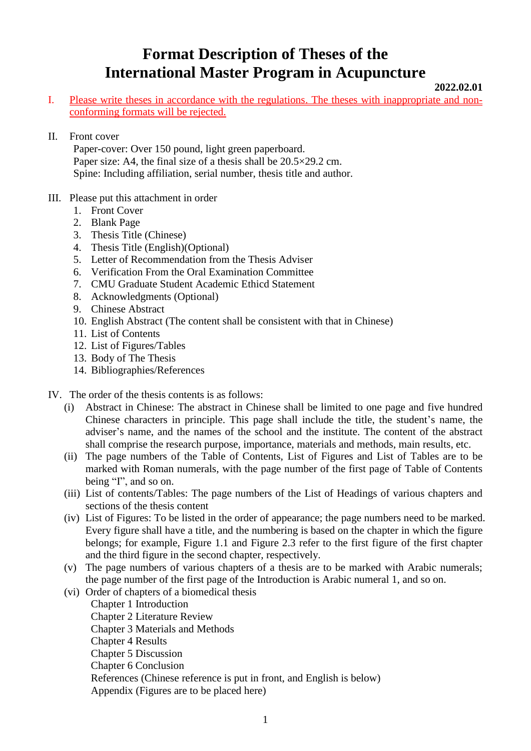# Format Description of Theses of the International Master Program in Acupuncture

**2022.02.01**

I. Please write theses in accordance with the regulations. The theses with inappropriate and non-conforming formats will be rejected.

II. Front cover
   Paper-cover: Over 150 pound, light green paperboard.
   Paper size: A4, the final size of a thesis shall be 20.5×29.2 cm.
   Spine: Including affiliation, serial number, thesis title and author.

III. Please put this attachment in order
   1. Front Cover
   2. Blank Page
   3. Thesis Title (Chinese)
   4. Thesis Title (English)(Optional)
   5. Letter of Recommendation from the Thesis Adviser
   6. Verification From the Oral Examination Committee
   7. CMU Graduate Student Academic Ethicd Statement
   8. Acknowledgments (Optional)
   9. Chinese Abstract
   10. English Abstract (The content shall be consistent with that in Chinese)
   11. List of Contents
   12. List of Figures/Tables
   13. Body of The Thesis
   14. Bibliographies/References

IV. The order of the thesis contents is as follows:
   (i) Abstract in Chinese: The abstract in Chinese shall be limited to one page and five hundred Chinese characters in principle. This page shall include the title, the student's name, the adviser's name, and the names of the school and the institute. The content of the abstract shall comprise the research purpose, importance, materials and methods, main results, etc.
   (ii) The page numbers of the Table of Contents, List of Figures and List of Tables are to be marked with Roman numerals, with the page number of the first page of Table of Contents being "I", and so on.
   (iii) List of contents/Tables: The page numbers of the List of Headings of various chapters and sections of the thesis content
   (iv) List of Figures: To be listed in the order of appearance; the page numbers need to be marked. Every figure shall have a title, and the numbering is based on the chapter in which the figure belongs; for example, Figure 1.1 and Figure 2.3 refer to the first figure of the first chapter and the third figure in the second chapter, respectively.
   (v) The page numbers of various chapters of a thesis are to be marked with Arabic numerals; the page number of the first page of the Introduction is Arabic numeral 1, and so on.
   (vi) Order of chapters of a biomedical thesis
      Chapter 1 Introduction
      Chapter 2 Literature Review
      Chapter 3 Materials and Methods
      Chapter 4 Results
      Chapter 5 Discussion
      Chapter 6 Conclusion
      References (Chinese reference is put in front, and English is below)
      Appendix (Figures are to be placed here)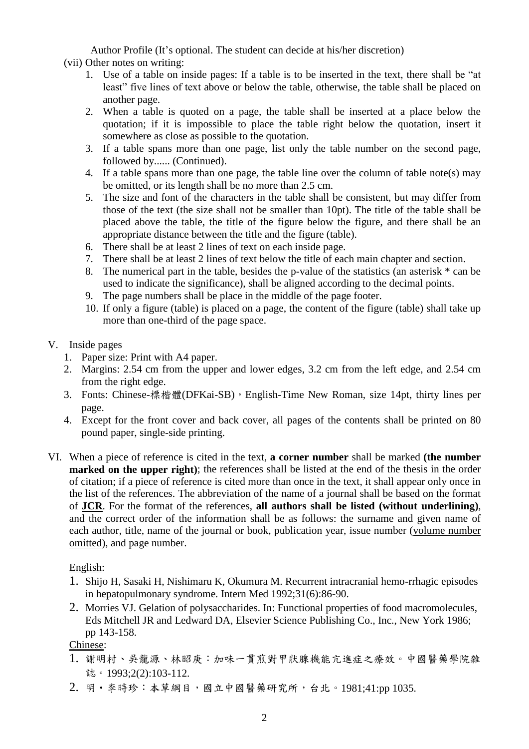Author Profile (It's optional. The student can decide at his/her discretion)

(vii) Other notes on writing:

1. Use of a table on inside pages: If a table is to be inserted in the text, there shall be "at least" five lines of text above or below the table, otherwise, the table shall be placed on another page.
2. When a table is quoted on a page, the table shall be inserted at a place below the quotation; if it is impossible to place the table right below the quotation, insert it somewhere as close as possible to the quotation.
3. If a table spans more than one page, list only the table number on the second page, followed by...... (Continued).
4. If a table spans more than one page, the table line over the column of table note(s) may be omitted, or its length shall be no more than 2.5 cm.
5. The size and font of the characters in the table shall be consistent, but may differ from those of the text (the size shall not be smaller than 10pt). The title of the table shall be placed above the table, the title of the figure below the figure, and there shall be an appropriate distance between the title and the figure (table).
6. There shall be at least 2 lines of text on each inside page.
7. There shall be at least 2 lines of text below the title of each main chapter and section.
8. The numerical part in the table, besides the p-value of the statistics (an asterisk * can be used to indicate the significance), shall be aligned according to the decimal points.
9. The page numbers shall be place in the middle of the page footer.
10. If only a figure (table) is placed on a page, the content of the figure (table) shall take up more than one-third of the page space.

V. Inside pages

1. Paper size: Print with A4 paper.
2. Margins: 2.54 cm from the upper and lower edges, 3.2 cm from the left edge, and 2.54 cm from the right edge.
3. Fonts: Chinese-標楷體(DFKai-SB)，English-Time New Roman, size 14pt, thirty lines per page.
4. Except for the front cover and back cover, all pages of the contents shall be printed on 80 pound paper, single-side printing.

VI. When a piece of reference is cited in the text, **a corner number** shall be marked **(the number marked on the upper right)**; the references shall be listed at the end of the thesis in the order of citation; if a piece of reference is cited more than once in the text, it shall appear only once in the list of the references. The abbreviation of the name of a journal shall be based on the format of **<u>JCR</u>**. For the format of the references, **all authors shall be listed (without underlining)**, and the correct order of the information shall be as follows: the surname and given name of each author, title, name of the journal or book, publication year, issue number (<u>volume number omitted</u>), and page number.

<u>English</u>:

1. Shijo H, Sasaki H, Nishimaru K, Okumura M. Recurrent intracranial hemo-rrhagic episodes in hepatopulmonary syndrome. Intern Med 1992;31(6):86-90.
2. Morries VJ. Gelation of polysaccharides. In: Functional properties of food macromolecules, Eds Mitchell JR and Ledward DA, Elsevier Science Publishing Co., Inc., New York 1986; pp 143-158.

<u>Chinese</u>:

1. 謝明村、吳龍源、林昭庚：加味一貫煎對甲狀腺機能亢進症之療效。中國醫藥學院雜誌。1993;2(2):103-112.
2. 明・李時珍：本草綱目，國立中國醫藥研究所，台北。1981;41:pp 1035.